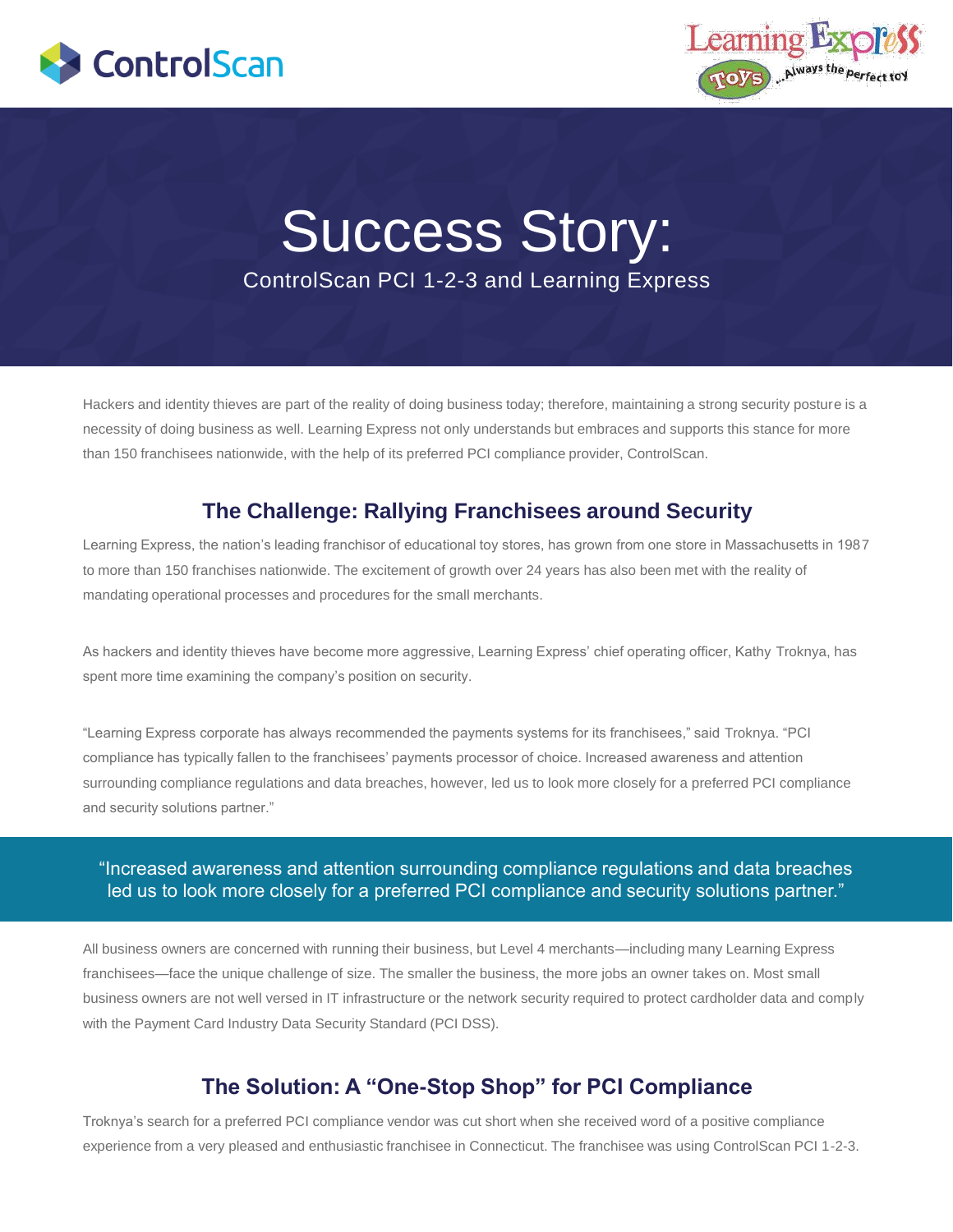# Success Story:

ControlScan PCI 1-2-3 and Learning Express

Hackers and identity thieves are part of the reality of doing business today; therefore, maintaining a strong security posture is a necessity of doing business as well. Learning Express not only understands but embraces and supports this stance for more than 150 franchisees nationwide, with the help of its preferred PCI compliance provider, ControlScan.

## The Challenge: Rallying Franchisees around Security

Learning Express, the nation's leading franchisor of educational toy stores, has grown from one store in Massachusetts in 1987 to more than 150 franchises nationwide. The excitement of growth over 24 years has also been met with the reality of mandating operational processes and procedures for the small merchants.

As hackers and identity thieves have become more aggressive, Learning Express' chief operating officer, Kathy Troknya, has spent more time examining the company's position on security.

"Learning Express corporate has always recommended the payments systems for its franchisees," said Troknya. "PCI compliance has typically fallen to the franchisees' payments processor of choice. Increased awareness and attention surrounding compliance regulations and data breaches, however, led us to look more closely for a preferred PCI compliance and security solutions partner."

> "Increased awareness and attention surrounding compliance regulations and data breaches led us to look more closely for a preferred PCI compliance and security solutions partner."

All business owners are concerned with running their business, but Level 4 merchants—including many Learning Express franchisees—face the unique challenge of size. The smaller the business, the more jobs an owner takes on. Most small business owners are not well versed in IT infrastructure or the network security required to protect cardholder data and comply with the Payment Card Industry Data Security Standard (PCI DSS).

## The Solution: A "One-Stop Shop" for PCI Compliance

Troknya's search for a preferred PCI compliance vendor was cut short when she received word of a positive compliance experience from a very pleased and enthusiastic franchisee in Connecticut. The franchisee was using ControlScan PCI 1-2-3.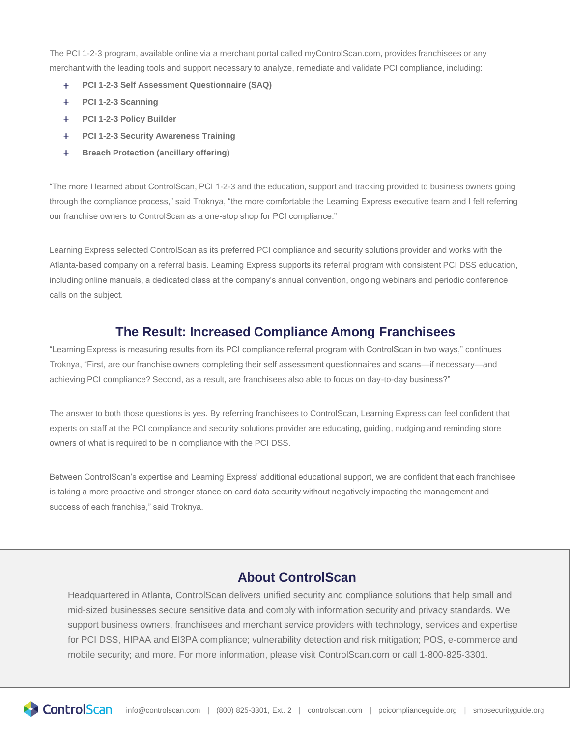The PCI 1-2-3 program, available online via a merchant portal called myControlScan.com, provides franchisees or any merchant with the leading tools and support necessary to analyze, remediate and validate PCI compliance, including:

- **PCI 1-2-3 Self Assessment Questionnaire (SAQ)**
- **PCI 1-2-3 Scanning**
- **PCI 1-2-3 Policy Builder**
- **PCI 1-2-3 Security Awareness Training**
- **Breach Protection (ancillary offering)**

"The more I learned about ControlScan, PCI 1-2-3 and the education, support and tracking provided to business owners going through the compliance process," said Troknya, "the more comfortable the Learning Express executive team and I felt referring our franchise owners to ControlScan as a one-stop shop for PCI compliance."

Learning Express selected ControlScan as its preferred PCI compliance and security solutions provider and works with the Atlanta-based company on a referral basis. Learning Express supports its referral program with consistent PCI DSS education, including online manuals, a dedicated class at the company's annual convention, ongoing webinars and periodic conference calls on the subject.

## The Result: Increased Compliance Among Franchisees

"Learning Express is measuring results from its PCI compliance referral program with ControlScan in two ways," continues Troknya, "First, are our franchise owners completing their self assessment questionnaires and scans—if necessary—and achieving PCI compliance? Second, as a result, are franchisees also able to focus on day-to-day business?"

The answer to both those questions is yes. By referring franchisees to ControlScan, Learning Express can feel confident that experts on staff at the PCI compliance and security solutions provider are educating, guiding, nudging and reminding store owners of what is required to be in compliance with the PCI DSS.

Between ControlScan's expertise and Learning Express' additional educational support, we are confident that each franchisee is taking a more proactive and stronger stance on card data security without negatively impacting the management and success of each franchise," said Troknya.

## About ControlScan

Headquartered in Atlanta, ControlScan delivers unified security and compliance solutions that help small and mid-sized businesses secure sensitive data and comply with information security and privacy standards. We support business owners, franchisees and merchant service providers with technology, services and expertise for PCI DSS, HIPAA and EI3PA compliance; vulnerability detection and risk mitigation; POS, e-commerce and mobile security; and more. For more information, please visit ControlScan.com or call 1-800-825-3301.

ControlScan info@controlscan.com | (800) 825-3301, Ext. 2 | controlscan.com | pcicomplianceguide.org | smbsecurityguide.org